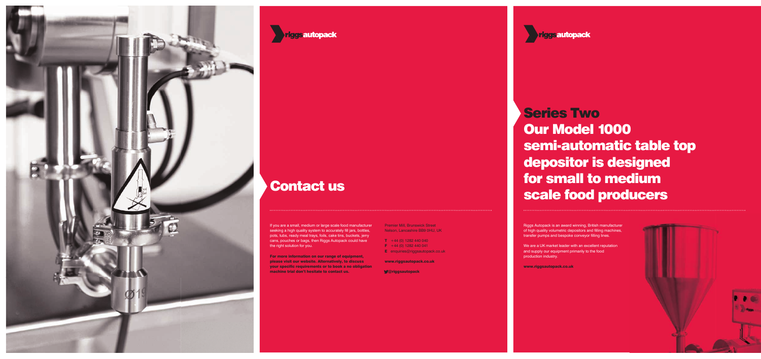riggsautopack

# Contact us

If you are a small, medium or large scale food manufacturer seeking a high quality system to accurately fill jars, bottles, pots, tubs, ready meal trays, foils, cake tins, buckets, jerry cans, pouches or bags, then Riggs Autopack could have the right solution for you.

**For more information on our range of equipment, please visit our website. Alternatively, to discuss your specific requirements or to book a no obligation machine trial don't hesitate to contact us.**

Premier Mill, Brunswick Street
Nelson, Lancashire BB9 0HU, UK

**T** +44 (0) 1282 440 040
**F** +44 (0) 1282 440 041
**E** enquiries@riggsautopack.co.uk

**www.riggsautopack.co.uk**

**@riggsautopack**

riggsautopack

# Series Two
# Our Model 1000 semi-automatic table top depositor is designed for small to medium scale food producers

Riggs Autopack is an award winning, British manufacturer of high quality volumetric depositors and filling machines, transfer pumps and bespoke conveyor filling lines.

We are a UK market leader with an excellent reputation and supply our equipment primarily to the food production industry.

**www.riggsautopack.co.uk**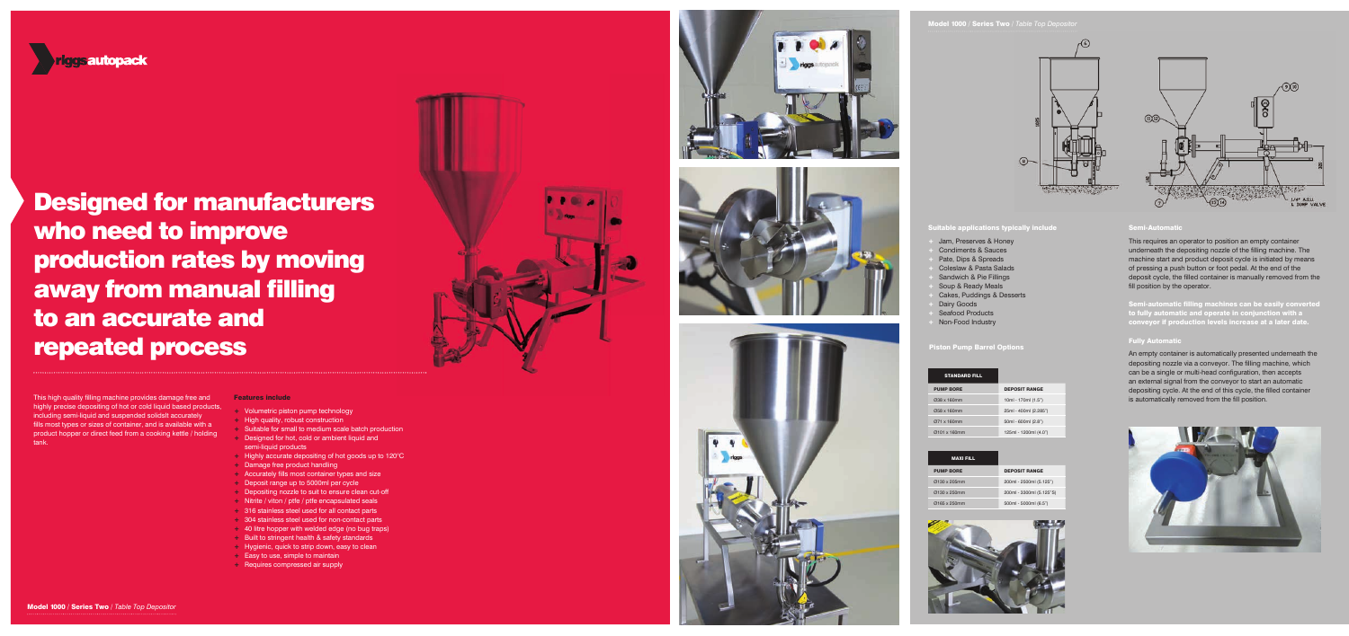# Designed for manufacturers who need to improve production rates by moving away from manual filling to an accurate and repeated process

This high quality filling machine provides damage free and highly precise depositing of hot or cold liquid based products, including semi-liquid and suspended solids. It accurately fills most types or sizes of container, and is available with a product hopper or direct feed from a cooking kettle / holding tank.

### Features include

- Volumetric piston pump technology
- High quality, robust construction
- Suitable for small to medium scale batch production
- Designed for hot, cold or ambient liquid and semi-liquid products
- Highly accurate depositing of hot goods up to 120°C
- Damage free product handling
- Accurately fills most container types and size
- Deposit range up to 5000ml per cycle
- Depositing nozzle to suit to ensure clean cut-off
- Nitrile / viton / ptfe / ptfe encapsulated seals
- 316 stainless steel used for all contact parts
- 304 stainless steel used for non-contact parts
- 40 litre hopper with welded edge (no bug traps)
- Built to stringent health & safety standards
- Hygienic, quick to strip down, easy to clean
- Easy to use, simple to maintain
- Requires compressed air supply

**Model 1000** / **Series Two** / *Table Top Depositor*

### Suitable applications typically include

- Jam, Preserves & Honey
- Condiments & Sauces
- Pate, Dips & Spreads
- Coleslaw & Pasta Salads
- Sandwich & Pie Fillings
- Soup & Ready Meals
- Cakes, Puddings & Desserts
- Dairy Goods
- Seafood Products
- Non-Food Industry

### Piston Pump Barrel Options

| STANDARD FILL | |
|---|---|
| PUMP BORE | DEPOSIT RANGE |
| Ø38 x 160mm | 10ml - 170ml (1.5") |
| Ø58 x 160mm | 25ml - 400ml (2.285") |
| Ø71 x 160mm | 50ml - 600ml (2.8") |
| Ø101 x 160mm | 125ml - 1200ml (4.0") |

| MAXI FILL | |
|---|---|
| PUMP BORE | DEPOSIT RANGE |
| Ø130 x 205mm | 200ml - 2500ml (5.125") |
| Ø130 x 250mm | 300ml - 3000ml (5.125"S) |
| Ø165 x 250mm | 500ml - 5000ml (6.5") |

### Semi-Automatic

This requires an operator to position an empty container underneath the depositing nozzle of the filling machine. The machine start and product deposit cycle is initiated by means of pressing a push button or foot pedal. At the end of the deposit cycle, the filled container is manually removed from the fill position by the operator.

**Semi-automatic filling machines can be easily converted to fully automatic and operate in conjunction with a conveyor if production levels increase at a later date.**

### Fully Automatic

An empty container is automatically presented underneath the depositing nozzle via a conveyor. The filling machine, which can be a single or multi-head configuration, then accepts an external signal from the conveyor to start an automatic depositing cycle. At the end of this cycle, the filled container is automatically removed from the fill position.